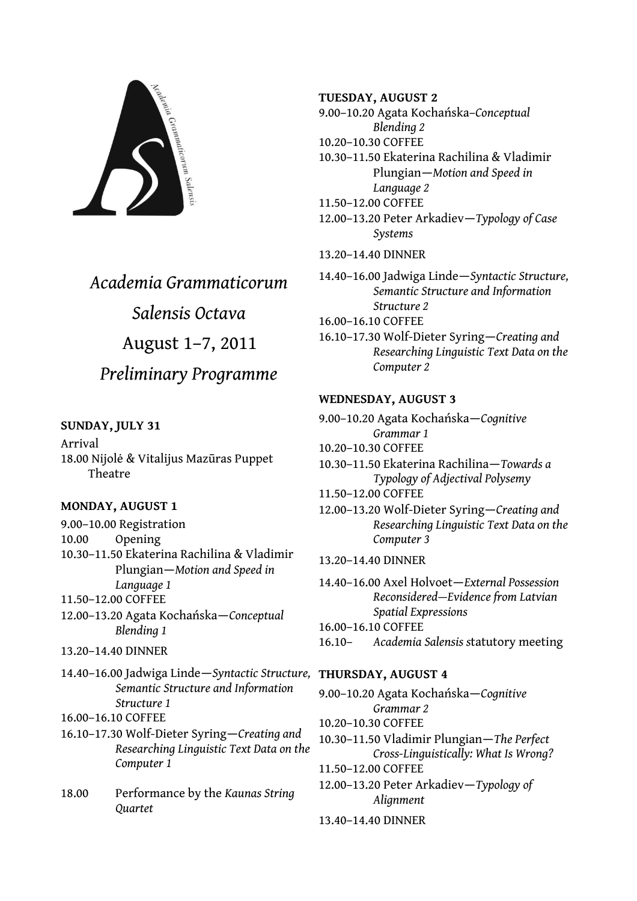# *Academia Grammaticorum Salensis Octava*

# August 1–7, 2011

## *Preliminary Programme*

**SUNDAY, JULY 31**

Arrival

18.00 Nijolė & Vitalijus Mazūras Puppet Theatre

**MONDAY, AUGUST 1**

9.00–10.00 Registration

10.00 Opening

10.30–11.50 Ekaterina Rachilina & Vladimir Plungian—*Motion and Speed in Language 1*

11.50–12.00 COFFEE

12.00–13.20 Agata Kochańska—*Conceptual Blending 1*

13.20–14.40 DINNER

14.40–16.00 Jadwiga Linde—*Syntactic Structure, Semantic Structure and Information Structure 1*

16.00–16.10 COFFEE

16.10–17.30 Wolf-Dieter Syring—*Creating and Researching Linguistic Text Data on the Computer 1*

18.00 Performance by the *Kaunas String Quartet*

**TUESDAY, AUGUST 2**

9.00–10.20 Agata Kochańska–*Conceptual Blending 2*

10.20–10.30 COFFEE

10.30–11.50 Ekaterina Rachilina & Vladimir Plungian—*Motion and Speed in Language 2*

11.50–12.00 COFFEE

12.00–13.20 Peter Arkadiev—*Typology of Case Systems*

13.20–14.40 DINNER

14.40–16.00 Jadwiga Linde—*Syntactic Structure, Semantic Structure and Information Structure 2*

16.00–16.10 COFFEE

16.10–17.30 Wolf-Dieter Syring—*Creating and Researching Linguistic Text Data on the Computer 2*

**WEDNESDAY, AUGUST 3**

9.00–10.20 Agata Kochańska—*Cognitive Grammar 1*

10.20–10.30 COFFEE

10.30–11.50 Ekaterina Rachilina—*Towards a Typology of Adjectival Polysemy*

11.50–12.00 COFFEE

12.00–13.20 Wolf-Dieter Syring—*Creating and Researching Linguistic Text Data on the Computer 3*

13.20–14.40 DINNER

14.40–16.00 Axel Holvoet—*External Possession Reconsidered—Evidence from Latvian Spatial Expressions*

16.00–16.10 COFFEE

16.10– *Academia Salensis* statutory meeting

**THURSDAY, AUGUST 4**

9.00–10.20 Agata Kochańska—*Cognitive Grammar 2*

10.20–10.30 COFFEE

10.30–11.50 Vladimir Plungian—*The Perfect Cross-Linguistically: What Is Wrong?*

11.50–12.00 COFFEE

12.00–13.20 Peter Arkadiev—*Typology of Alignment*

13.40–14.40 DINNER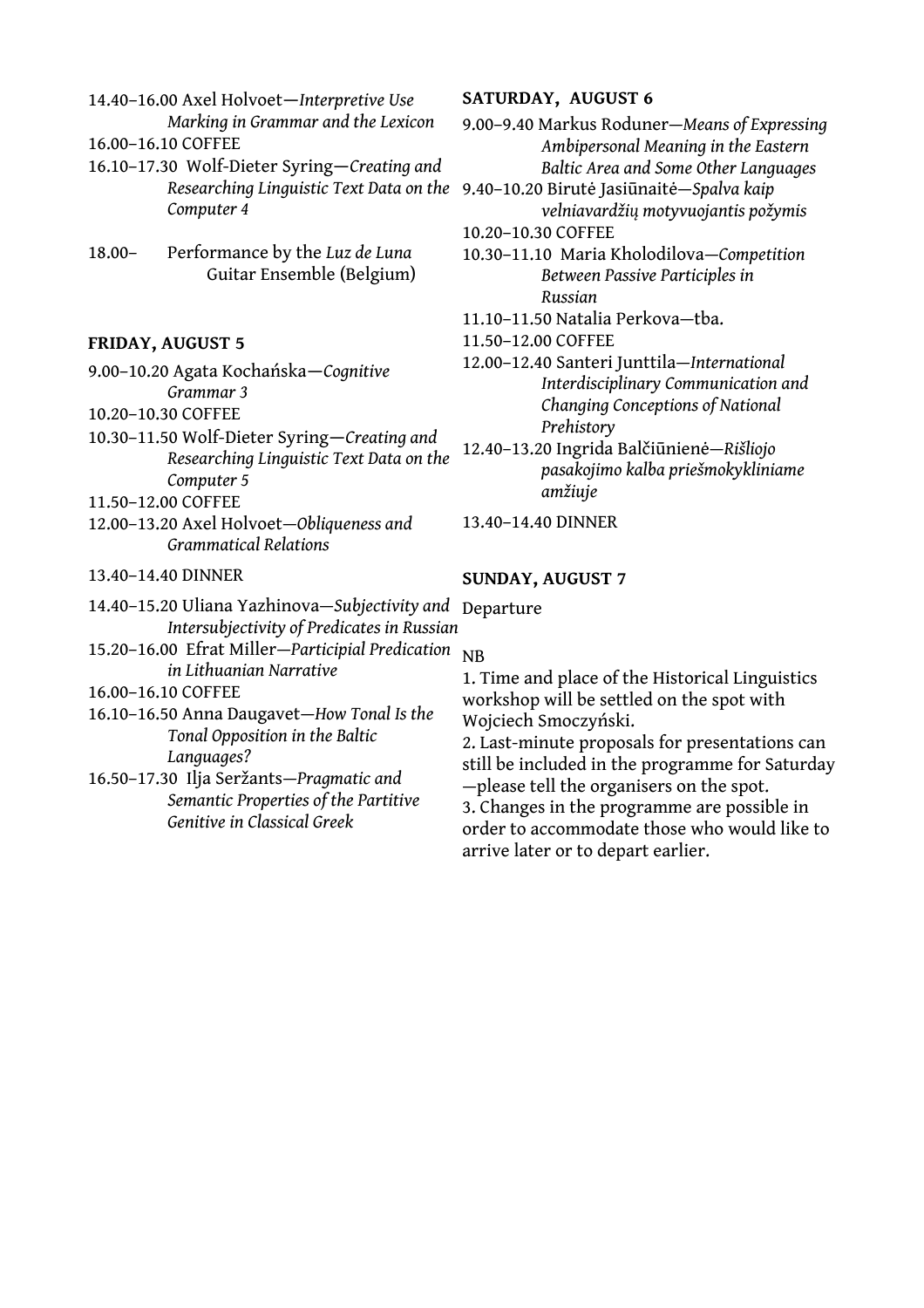14.40–16.00 Axel Holvoet—*Interpretive Use Marking in Grammar and the Lexicon*

16.00–16.10 COFFEE

16.10–17.30 Wolf-Dieter Syring—*Creating and Researching Linguistic Text Data on the Computer 4*

18.00– Performance by the *Luz de Luna* Guitar Ensemble (Belgium)

**FRIDAY, AUGUST 5**

9.00–10.20 Agata Kochańska—*Cognitive Grammar 3*

10.20–10.30 COFFEE

10.30–11.50 Wolf-Dieter Syring—*Creating and Researching Linguistic Text Data on the Computer 5*

11.50–12.00 COFFEE

12.00–13.20 Axel Holvoet—*Obliqueness and Grammatical Relations*

13.40–14.40 DINNER

14.40–15.20 Uliana Yazhinova—*Subjectivity and Intersubjectivity of Predicates in Russian*

15.20–16.00 Efrat Miller—*Participial Predication in Lithuanian Narrative*

16.00–16.10 COFFEE

16.10–16.50 Anna Daugavet—*How Tonal Is the Tonal Opposition in the Baltic Languages?*

16.50–17.30 Ilja Seržants—*Pragmatic and Semantic Properties of the Partitive Genitive in Classical Greek*

**SATURDAY, AUGUST 6**

9.00–9.40 Markus Roduner—*Means of Expressing Ambipersonal Meaning in the Eastern Baltic Area and Some Other Languages*

9.40–10.20 Birutė Jasiūnaitė—*Spalva kaip velniavardžių motyvuojantis požymis*

10.20–10.30 COFFEE

10.30–11.10 Maria Kholodilova—*Competition Between Passive Participles in Russian*

11.10–11.50 Natalia Perkova—tba.

11.50–12.00 COFFEE

12.00–12.40 Santeri Junttila—*International Interdisciplinary Communication and Changing Conceptions of National Prehistory*

12.40–13.20 Ingrida Balčiūnienė—*Rišliojo pasakojimo kalba priešmokykliniame amžiuje*

13.40–14.40 DINNER

**SUNDAY, AUGUST 7**

Departure

NB

1. Time and place of the Historical Linguistics workshop will be settled on the spot with Wojciech Smoczyński.
2. Last-minute proposals for presentations can still be included in the programme for Saturday —please tell the organisers on the spot.
3. Changes in the programme are possible in order to accommodate those who would like to arrive later or to depart earlier.